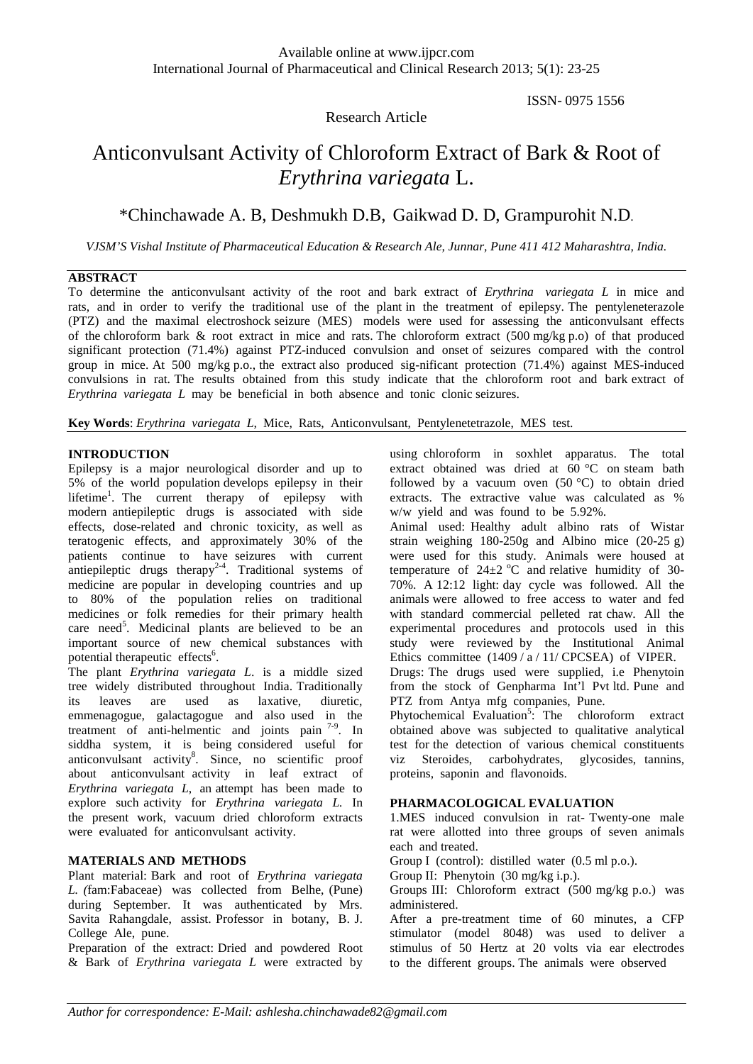Research Article

# Anticonvulsant Activity of Chloroform Extract of Bark & Root of *Erythrina variegata* L.

\*Chinchawade A. B, Deshmukh D.B, Gaikwad D. D, Grampurohit N.D.

*VJSM'S Vishal Institute of Pharmaceutical Education & Research Ale, Junnar, Pune 411 412 Maharashtra, India.*

## ABSTRACT

To determine the anticonvulsant activity of the root and bark extract of *Erythrina variegata L* in mice and rats, and in order to verify the traditional use of the plant in the treatment of epilepsy. The pentyleneterazole (PTZ) and the maximal electroshock seizure (MES) models were used for assessing the anticonvulsant effects of the chloroform bark & root extract in mice and rats. The chloroform extract (500 mg/kg p.o) of that produced significant protection (71.4%) against PTZ-induced convulsion and onset of seizures compared with the control group in mice. At 500 mg/kg p.o., the extract also produced sig-nificant protection (71.4%) against MES-induced convulsions in rat. The results obtained from this study indicate that the chloroform root and bark extract of *Erythrina variegata L* may be beneficial in both absence and tonic clonic seizures.

**Key Words**: *Erythrina variegata L,* Mice, Rats, Anticonvulsant, Pentylenetetrazole, MES test.

## INTRODUCTION

Epilepsy is a major neurological disorder and up to 5% of the world population develops epilepsy in their lifetime[1]. The current therapy of epilepsy with modern antiepileptic drugs is associated with side effects, dose-related and chronic toxicity, as well as teratogenic effects, and approximately 30% of the patients continue to have seizures with current antiepileptic drugs therapy[2-4]. Traditional systems of medicine are popular in developing countries and up to 80% of the population relies on traditional medicines or folk remedies for their primary health care need[5]. Medicinal plants are believed to be an important source of new chemical substances with potential therapeutic effects[6].

The plant *Erythrina variegata L*. is a middle sized tree widely distributed throughout India. Traditionally its leaves are used as laxative, diuretic, emmenagogue, galactagogue and also used in the treatment of anti-helmentic and joints pain [7-9]. In siddha system, it is being considered useful for anticonvulsant activity[8]. Since, no scientific proof about anticonvulsant activity in leaf extract of *Erythrina variegata L*, an attempt has been made to explore such activity for *Erythrina variegata L.* In the present work, vacuum dried chloroform extracts were evaluated for anticonvulsant activity.

## MATERIALS AND METHODS

Plant material: Bark and root of *Erythrina variegata L. (*fam:Fabaceae) was collected from Belhe, (Pune) during September. It was authenticated by Mrs. Savita Rahangdale, assist. Professor in botany, B. J. College Ale, pune.

Preparation of the extract: Dried and powdered Root & Bark of *Erythrina variegata L* were extracted by using chloroform in soxhlet apparatus. The total extract obtained was dried at 60 °C on steam bath followed by a vacuum oven (50 °C) to obtain dried extracts. The extractive value was calculated as % w/w yield and was found to be 5.92%.

Animal used: Healthy adult albino rats of Wistar strain weighing 180-250g and Albino mice (20-25 g) were used for this study. Animals were housed at temperature of 24±2 °C and relative humidity of 30-70%. A 12:12 light: day cycle was followed. All the animals were allowed to free access to water and fed with standard commercial pelleted rat chaw. All the experimental procedures and protocols used in this study were reviewed by the Institutional Animal Ethics committee (1409 / a / 11/ CPCSEA) of VIPER.

Drugs: The drugs used were supplied, i.e Phenytoin from the stock of Genpharma Int'l Pvt ltd. Pune and PTZ from Antya mfg companies, Pune.

Phytochemical Evaluation[5]: The chloroform extract obtained above was subjected to qualitative analytical test for the detection of various chemical constituents viz Steroides, carbohydrates, glycosides, tannins, proteins, saponin and flavonoids.

## PHARMACOLOGICAL EVALUATION

1.MES induced convulsion in rat- Twenty-one male rat were allotted into three groups of seven animals each and treated.

Group I (control): distilled water (0.5 ml p.o.).

Group II: Phenytoin (30 mg/kg i.p.).

Groups III: Chloroform extract (500 mg/kg p.o.) was administered.

After a pre-treatment time of 60 minutes, a CFP stimulator (model 8048) was used to deliver a stimulus of 50 Hertz at 20 volts via ear electrodes to the different groups. The animals were observed

*Author for correspondence: E-Mail: ashlesha.chinchawade82@gmail.com*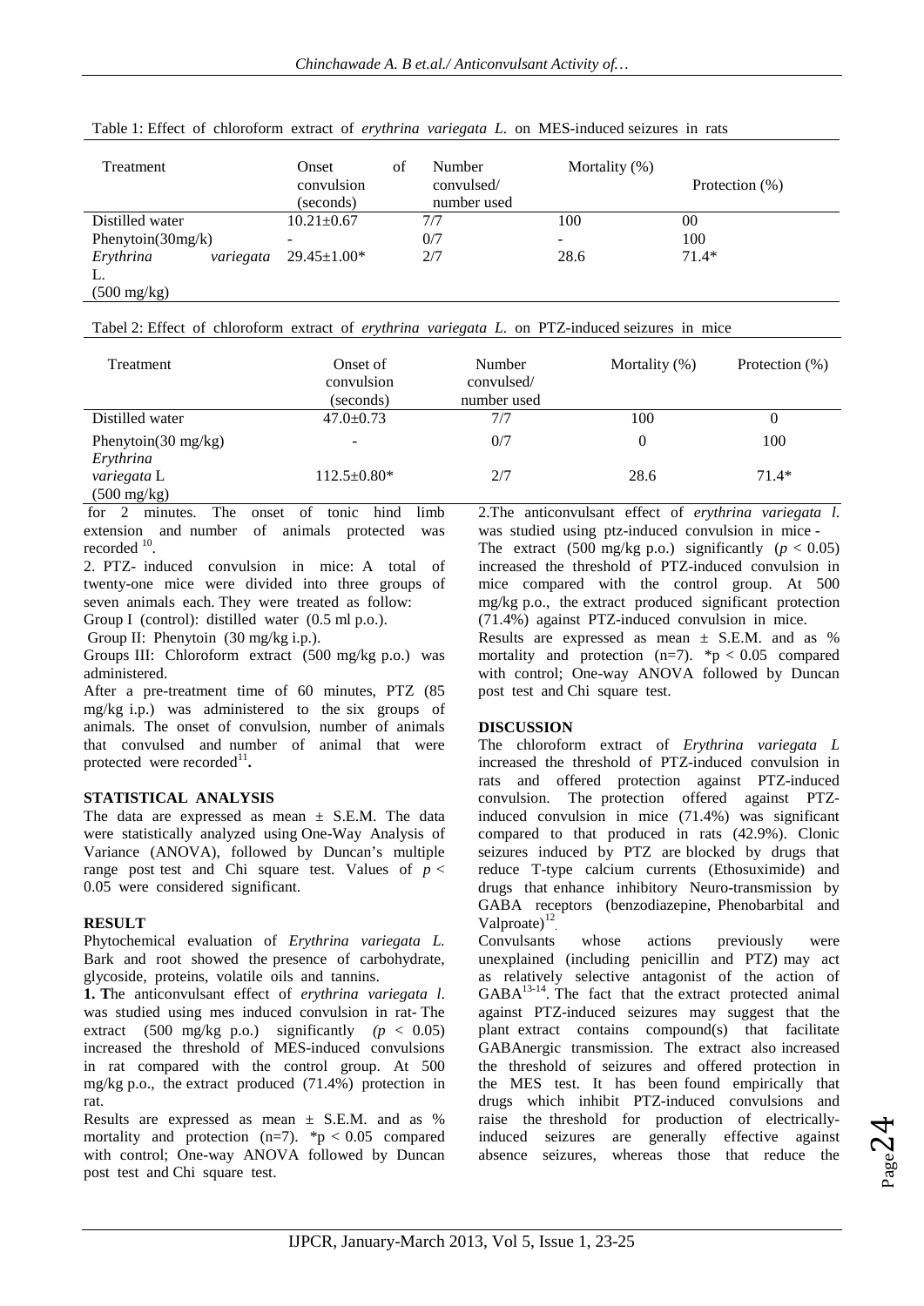Table 1: Effect of chloroform extract of *erythrina variegata L.* on MES-induced seizures in rats

| Treatment | Onset of convulsion (seconds) | Number convulsed/ number used | Mortality (%) | Protection (%) |
|---|---|---|---|---|
| Distilled water | 10.21±0.67 | 7/7 | 100 | 00 |
| Phenytoin(30mg/k) | - | 0/7 | - | 100 |
| *Erythrina variegata* L. (500 mg/kg) | 29.45±1.00* | 2/7 | 28.6 | 71.4* |

Tabel 2: Effect of chloroform extract of *erythrina variegata L.* on PTZ-induced seizures in mice

| Treatment | Onset of convulsion (seconds) | Number convulsed/ number used | Mortality (%) | Protection (%) |
|---|---|---|---|---|
| Distilled water | 47.0±0.73 | 7/7 | 100 | 0 |
| Phenytoin(30 mg/kg) | - | 0/7 | 0 | 100 |
| *Erythrina variegata* L (500 mg/kg) | 112.5±0.80* | 2/7 | 28.6 | 71.4* |

for 2 minutes. The onset of tonic hind limb extension and number of animals protected was recorded [10].

2. PTZ- induced convulsion in mice: A total of twenty-one mice were divided into three groups of seven animals each. They were treated as follow:

Group I (control): distilled water (0.5 ml p.o.).

Group II: Phenytoin (30 mg/kg i.p.).

Groups III: Chloroform extract (500 mg/kg p.o.) was administered.

After a pre-treatment time of 60 minutes, PTZ (85 mg/kg i.p.) was administered to the six groups of animals. The onset of convulsion, number of animals that convulsed and number of animal that were protected were recorded[11].

## STATISTICAL ANALYSIS

The data are expressed as mean ± S.E.M. The data were statistically analyzed using One-Way Analysis of Variance (ANOVA), followed by Duncan's multiple range post test and Chi square test. Values of $p < 0.05$ were considered significant.

## RESULT

Phytochemical evaluation of *Erythrina variegata L.* Bark and root showed the presence of carbohydrate, glycoside, proteins, volatile oils and tannins.

**1. T**he anticonvulsant effect of *erythrina variegata l.* was studied using mes induced convulsion in rat- The extract (500 mg/kg p.o.) significantly ($p < 0.05$) increased the threshold of MES-induced convulsions in rat compared with the control group. At 500 mg/kg p.o., the extract produced (71.4%) protection in rat.

Results are expressed as mean ± S.E.M. and as % mortality and protection (n=7). $*p < 0.05$ compared with control; One-way ANOVA followed by Duncan post test and Chi square test.

2.The anticonvulsant effect of *erythrina variegata l.* was studied using ptz-induced convulsion in mice -

The extract (500 mg/kg p.o.) significantly ($p < 0.05$) increased the threshold of PTZ-induced convulsion in mice compared with the control group. At 500 mg/kg p.o., the extract produced significant protection (71.4%) against PTZ-induced convulsion in mice.

Results are expressed as mean ± S.E.M. and as % mortality and protection (n=7). $*p < 0.05$ compared with control; One-way ANOVA followed by Duncan post test and Chi square test.

## DISCUSSION

The chloroform extract of *Erythrina variegata L* increased the threshold of PTZ-induced convulsion in rats and offered protection against PTZ-induced convulsion. The protection offered against PTZ-induced convulsion in mice (71.4%) was significant compared to that produced in rats (42.9%). Clonic seizures induced by PTZ are blocked by drugs that reduce T-type calcium currents (Ethosuximide) and drugs that enhance inhibitory Neuro-transmission by GABA receptors (benzodiazepine, Phenobarbital and Valproate)[12].

Convulsants whose actions previously were unexplained (including penicillin and PTZ) may act as relatively selective antagonist of the action of GABA[13-14]. The fact that the extract protected animal against PTZ-induced seizures may suggest that the plant extract contains compound(s) that facilitate GABAnergic transmission. The extract also increased the threshold of seizures and offered protection in the MES test. It has been found empirically that drugs which inhibit PTZ-induced convulsions and raise the threshold for production of electrically-induced seizures are generally effective against absence seizures, whereas those that reduce the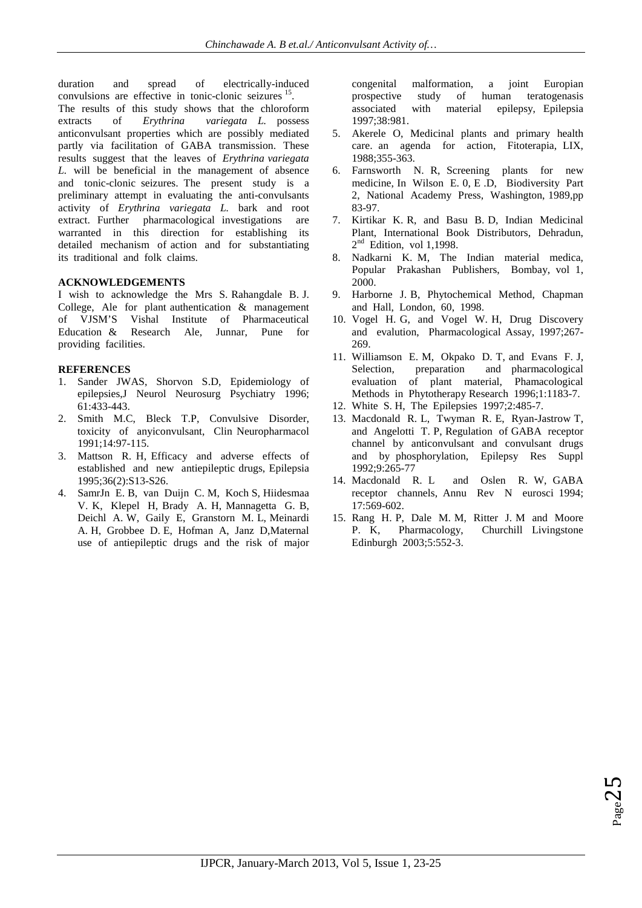duration and spread of electrically-induced convulsions are effective in tonic-clonic seizures [15].

The results of this study shows that the chloroform extracts of *Erythrina variegata L.* possess anticonvulsant properties which are possibly mediated partly via facilitation of GABA transmission. These results suggest that the leaves of *Erythrina variegata L.* will be beneficial in the management of absence and tonic-clonic seizures. The present study is a preliminary attempt in evaluating the anti-convulsants activity of *Erythrina variegata L.* bark and root extract. Further pharmacological investigations are warranted in this direction for establishing its detailed mechanism of action and for substantiating its traditional and folk claims.

## ACKNOWLEDGEMENTS

I wish to acknowledge the Mrs S. Rahangdale B. J. College, Ale for plant authentication & management of VJSM'S Vishal Institute of Pharmaceutical Education & Research Ale, Junnar, Pune for providing facilities.

## REFERENCES

1. Sander JWAS, Shorvon S.D, Epidemiology of epilepsies,J Neurol Neurosurg Psychiatry 1996; 61:433-443.
2. Smith M.C, Bleck T.P, Convulsive Disorder, toxicity of anyiconvulsant, Clin Neuropharmacol 1991;14:97-115.
3. Mattson R. H, Efficacy and adverse effects of established and new antiepileptic drugs, Epilepsia 1995;36(2):S13-S26.
4. SamrJn E. B, van Duijn C. M, Koch S, Hiidesmaa V. K, Klepel H, Brady A. H, Mannagetta G. B, Deichl A. W, Gaily E, Granstorn M. L, Meinardi A. H, Grobbee D. E, Hofman A, Janz D,Maternal use of antiepileptic drugs and the risk of major congenital malformation, a joint Europian prospective study of human teratogenasis associated with material epilepsy, Epilepsia 1997;38:981.
5. Akerele O, Medicinal plants and primary health care. an agenda for action, Fitoterapia, LIX, 1988;355-363.
6. Farnsworth N. R, Screening plants for new medicine, In Wilson E. 0, E .D, Biodiversity Part 2, National Academy Press, Washington, 1989,pp 83-97.
7. Kirtikar K. R, and Basu B. D, Indian Medicinal Plant, International Book Distributors, Dehradun, 2nd Edition, vol 1,1998.
8. Nadkarni K. M, The Indian material medica, Popular Prakashan Publishers, Bombay, vol 1, 2000.
9. Harborne J. B, Phytochemical Method, Chapman and Hall, London, 60, 1998.
10. Vogel H. G, and Vogel W. H, Drug Discovery and evalution, Pharmacological Assay, 1997;267-269.
11. Williamson E. M, Okpako D. T, and Evans F. J, Selection, preparation and pharmacological evaluation of plant material, Phamacological Methods in Phytotherapy Research 1996;1:1183-7.
12. White S. H, The Epilepsies 1997;2:485-7.
13. Macdonald R. L, Twyman R. E, Ryan-Jastrow T, and Angelotti T. P, Regulation of GABA receptor channel by anticonvulsant and convulsant drugs and by phosphorylation, Epilepsy Res Suppl 1992;9:265-77
14. Macdonald R. L and Oslen R. W, GABA receptor channels, Annu Rev N eurosci 1994; 17:569-602.
15. Rang H. P, Dale M. M, Ritter J. M and Moore P. K, Pharmacology, Churchill Livingstone Edinburgh 2003;5:552-3.